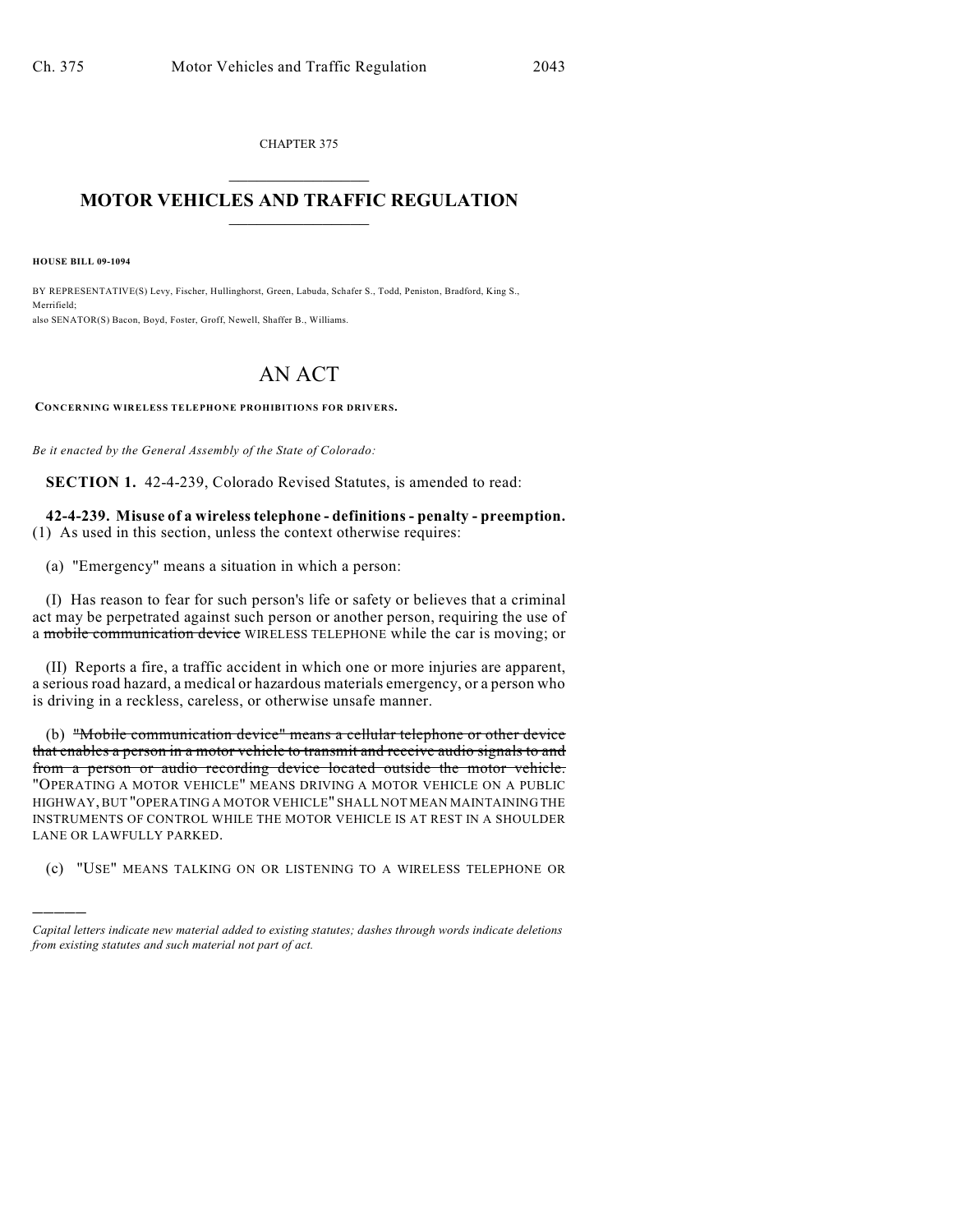CHAPTER 375

# MOTOR VEHICLES AND TRAFFIC REGULATION

**HOUSE BILL 09-1094**

BY REPRESENTATIVE(S) Levy, Fischer, Hullinghorst, Green, Labuda, Schafer S., Todd, Peniston, Bradford, King S., Merrifield;
also SENATOR(S) Bacon, Boyd, Foster, Groff, Newell, Shaffer B., Williams.

# AN ACT

**CONCERNING WIRELESS TELEPHONE PROHIBITIONS FOR DRIVERS.**

*Be it enacted by the General Assembly of the State of Colorado:*

**SECTION 1.** 42-4-239, Colorado Revised Statutes, is amended to read:

**42-4-239. Misuse of a wireless telephone - definitions - penalty - preemption.** (1) As used in this section, unless the context otherwise requires:

(a) "Emergency" means a situation in which a person:

(I) Has reason to fear for such person's life or safety or believes that a criminal act may be perpetrated against such person or another person, requiring the use of a ~~mobile communication device~~ WIRELESS TELEPHONE while the car is moving; or

(II) Reports a fire, a traffic accident in which one or more injuries are apparent, a serious road hazard, a medical or hazardous materials emergency, or a person who is driving in a reckless, careless, or otherwise unsafe manner.

(b) ~~"Mobile communication device" means a cellular telephone or other device that enables a person in a motor vehicle to transmit and receive audio signals to and from a person or audio recording device located outside the motor vehicle.~~ "OPERATING A MOTOR VEHICLE" MEANS DRIVING A MOTOR VEHICLE ON A PUBLIC HIGHWAY, BUT "OPERATING A MOTOR VEHICLE" SHALL NOT MEAN MAINTAINING THE INSTRUMENTS OF CONTROL WHILE THE MOTOR VEHICLE IS AT REST IN A SHOULDER LANE OR LAWFULLY PARKED.

(c) "USE" MEANS TALKING ON OR LISTENING TO A WIRELESS TELEPHONE OR

---

*Capital letters indicate new material added to existing statutes; dashes through words indicate deletions from existing statutes and such material not part of act.*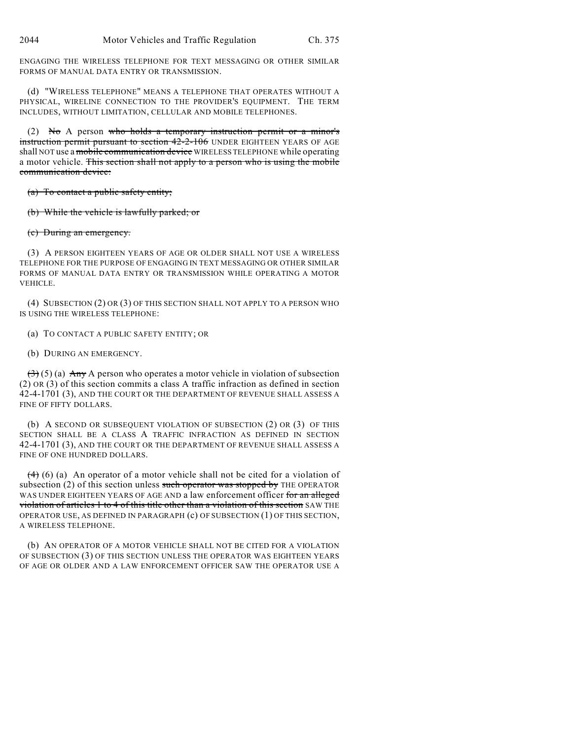ENGAGING THE WIRELESS TELEPHONE FOR TEXT MESSAGING OR OTHER SIMILAR FORMS OF MANUAL DATA ENTRY OR TRANSMISSION.

(d) "WIRELESS TELEPHONE" MEANS A TELEPHONE THAT OPERATES WITHOUT A PHYSICAL, WIRELINE CONNECTION TO THE PROVIDER'S EQUIPMENT. THE TERM INCLUDES, WITHOUT LIMITATION, CELLULAR AND MOBILE TELEPHONES.

(2) ~~No~~ A person ~~who holds a temporary instruction permit or a minor's instruction permit pursuant to section 42-2-106~~ UNDER EIGHTEEN YEARS OF AGE shall NOT use a ~~mobile communication device~~ WIRELESS TELEPHONE while operating a motor vehicle. ~~This section shall not apply to a person who is using the mobile communication device:~~

~~(a) To contact a public safety entity;~~

~~(b) While the vehicle is lawfully parked; or~~

~~(c) During an emergency.~~

(3) A PERSON EIGHTEEN YEARS OF AGE OR OLDER SHALL NOT USE A WIRELESS TELEPHONE FOR THE PURPOSE OF ENGAGING IN TEXT MESSAGING OR OTHER SIMILAR FORMS OF MANUAL DATA ENTRY OR TRANSMISSION WHILE OPERATING A MOTOR VEHICLE.

(4) SUBSECTION (2) OR (3) OF THIS SECTION SHALL NOT APPLY TO A PERSON WHO IS USING THE WIRELESS TELEPHONE:

(a) TO CONTACT A PUBLIC SAFETY ENTITY; OR

(b) DURING AN EMERGENCY.

~~(3)~~ (5) (a) ~~Any~~ A person who operates a motor vehicle in violation of subsection (2) OR (3) of this section commits a class A traffic infraction as defined in section 42-4-1701 (3), AND THE COURT OR THE DEPARTMENT OF REVENUE SHALL ASSESS A FINE OF FIFTY DOLLARS.

(b) A SECOND OR SUBSEQUENT VIOLATION OF SUBSECTION (2) OR (3) OF THIS SECTION SHALL BE A CLASS A TRAFFIC INFRACTION AS DEFINED IN SECTION 42-4-1701 (3), AND THE COURT OR THE DEPARTMENT OF REVENUE SHALL ASSESS A FINE OF ONE HUNDRED DOLLARS.

~~(4)~~ (6) (a) An operator of a motor vehicle shall not be cited for a violation of subsection (2) of this section unless ~~such operator was stopped by~~ THE OPERATOR WAS UNDER EIGHTEEN YEARS OF AGE AND a law enforcement officer ~~for an alleged violation of articles 1 to 4 of this title other than a violation of this section~~ SAW THE OPERATOR USE, AS DEFINED IN PARAGRAPH (c) OF SUBSECTION (1) OF THIS SECTION, A WIRELESS TELEPHONE.

(b) AN OPERATOR OF A MOTOR VEHICLE SHALL NOT BE CITED FOR A VIOLATION OF SUBSECTION (3) OF THIS SECTION UNLESS THE OPERATOR WAS EIGHTEEN YEARS OF AGE OR OLDER AND A LAW ENFORCEMENT OFFICER SAW THE OPERATOR USE A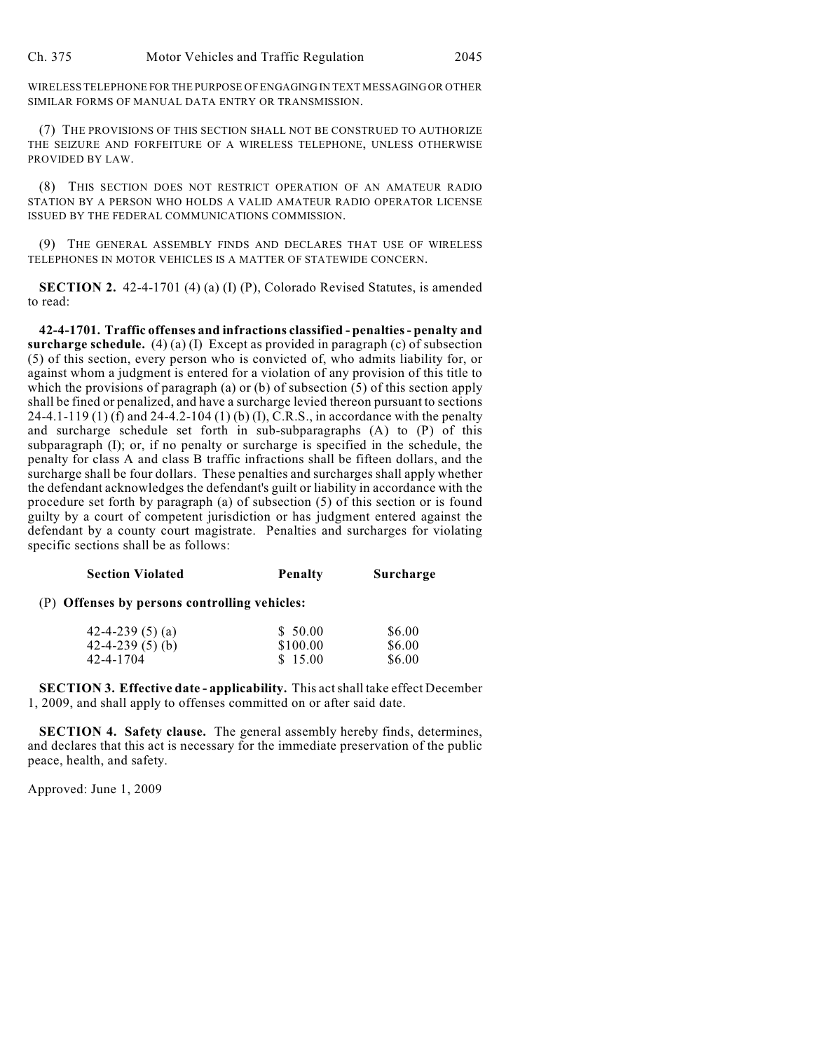WIRELESS TELEPHONE FOR THE PURPOSE OF ENGAGING IN TEXT MESSAGING OR OTHER SIMILAR FORMS OF MANUAL DATA ENTRY OR TRANSMISSION.

(7) THE PROVISIONS OF THIS SECTION SHALL NOT BE CONSTRUED TO AUTHORIZE THE SEIZURE AND FORFEITURE OF A WIRELESS TELEPHONE, UNLESS OTHERWISE PROVIDED BY LAW.

(8) THIS SECTION DOES NOT RESTRICT OPERATION OF AN AMATEUR RADIO STATION BY A PERSON WHO HOLDS A VALID AMATEUR RADIO OPERATOR LICENSE ISSUED BY THE FEDERAL COMMUNICATIONS COMMISSION.

(9) THE GENERAL ASSEMBLY FINDS AND DECLARES THAT USE OF WIRELESS TELEPHONES IN MOTOR VEHICLES IS A MATTER OF STATEWIDE CONCERN.

**SECTION 2.** 42-4-1701 (4) (a) (I) (P), Colorado Revised Statutes, is amended to read:

**42-4-1701. Traffic offenses and infractions classified - penalties - penalty and surcharge schedule.** (4) (a) (I) Except as provided in paragraph (c) of subsection (5) of this section, every person who is convicted of, who admits liability for, or against whom a judgment is entered for a violation of any provision of this title to which the provisions of paragraph (a) or (b) of subsection (5) of this section apply shall be fined or penalized, and have a surcharge levied thereon pursuant to sections 24-4.1-119 (1) (f) and 24-4.2-104 (1) (b) (I), C.R.S., in accordance with the penalty and surcharge schedule set forth in sub-subparagraphs (A) to (P) of this subparagraph (I); or, if no penalty or surcharge is specified in the schedule, the penalty for class A and class B traffic infractions shall be fifteen dollars, and the surcharge shall be four dollars. These penalties and surcharges shall apply whether the defendant acknowledges the defendant's guilt or liability in accordance with the procedure set forth by paragraph (a) of subsection (5) of this section or is found guilty by a court of competent jurisdiction or has judgment entered against the defendant by a county court magistrate. Penalties and surcharges for violating specific sections shall be as follows:

| Section Violated | Penalty | Surcharge |
|---|---|---|
| (P) **Offenses by persons controlling vehicles:** | | |
| 42-4-239 (5) (a) | $ 50.00 | $6.00 |
| 42-4-239 (5) (b) | $100.00 | $6.00 |
| 42-4-1704 | $ 15.00 | $6.00 |

**SECTION 3. Effective date - applicability.** This act shall take effect December 1, 2009, and shall apply to offenses committed on or after said date.

**SECTION 4. Safety clause.** The general assembly hereby finds, determines, and declares that this act is necessary for the immediate preservation of the public peace, health, and safety.

Approved: June 1, 2009